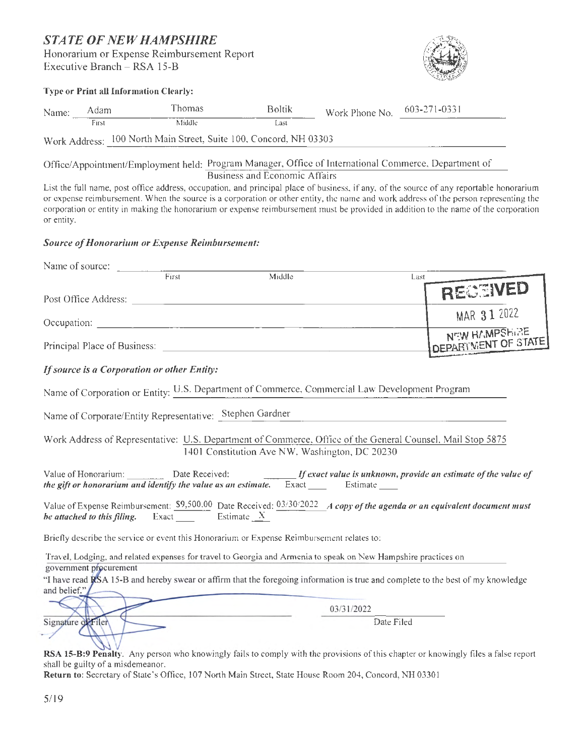# *STATE OF NEW HAMPSHIRE*

Honorarium or Expense Reimbursement Report
Executive Branch – RSA 15-B

**Type or Print all Information Clearly:**

Name: Adam (First) Thomas (Middle) Boltik (Last) Work Phone No. 603-271-0331

Work Address: 100 North Main Street, Suite 100, Concord, NH 03303

Office/Appointment/Employment held: Program Manager, Office of International Commerce, Department of Business and Economic Affairs

List the full name, post office address, occupation, and principal place of business, if any, of the source of any reportable honorarium or expense reimbursement. When the source is a corporation or other entity, the name and work address of the person representing the corporation or entity in making the honorarium or expense reimbursement must be provided in addition to the name of the corporation or entity.

### *Source of Honorarium or Expense Reimbursement:*

Name of source: ______ (First) ______ (Middle) ______ (Last)

Post Office Address: ______

Occupation: ______

Principal Place of Business: ______

RECEIVED
MAR 31 2022
NEW HAMPSHIRE DEPARTMENT OF STATE

### *If source is a Corporation or other Entity:*

Name of Corporation or Entity: U.S. Department of Commerce, Commercial Law Development Program

Name of Corporate/Entity Representative: Stephen Gardner

Work Address of Representative: U.S. Department of Commerce, Office of the General Counsel, Mail Stop 5875 1401 Constitution Ave NW, Washington, DC 20230

Value of Honorarium: ______ Date Received: ______ ***If exact value is unknown, provide an estimate of the value of the gift or honorarium and identify the value as an estimate.*** Exact ____ Estimate ____

Value of Expense Reimbursement: $9,500.00 Date Received: 03/30/2022 ***A copy of the agenda or an equivalent document must be attached to this filing.*** Exact ____ Estimate X

Briefly describe the service or event this Honorarium or Expense Reimbursement relates to:

Travel, Lodging, and related expenses for travel to Georgia and Armenia to speak on New Hampshire practices on government procurement

"I have read RSA 15-B and hereby swear or affirm that the foregoing information is true and complete to the best of my knowledge and belief."

Signature of Filer ______ 03/31/2022 Date Filed

**RSA 15-B:9 Penalty**. Any person who knowingly fails to comply with the provisions of this chapter or knowingly files a false report shall be guilty of a misdemeanor.

**Return to**: Secretary of State's Office, 107 North Main Street, State House Room 204, Concord, NH 03301

5/19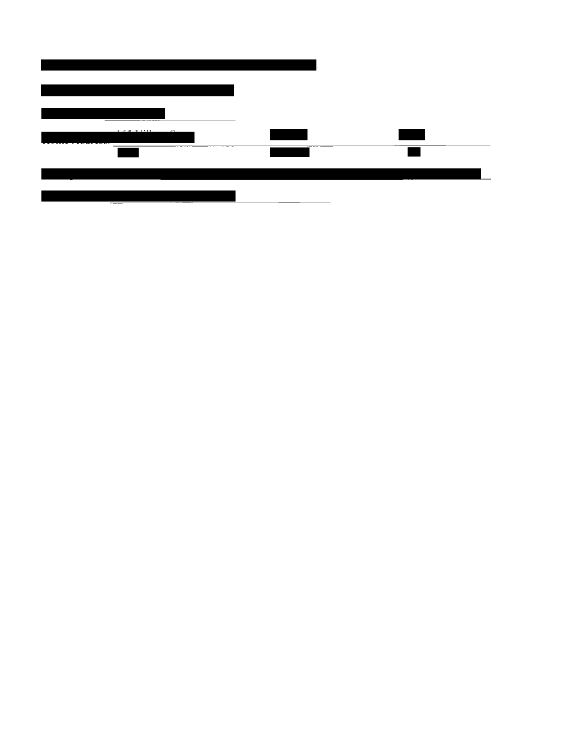Home Address: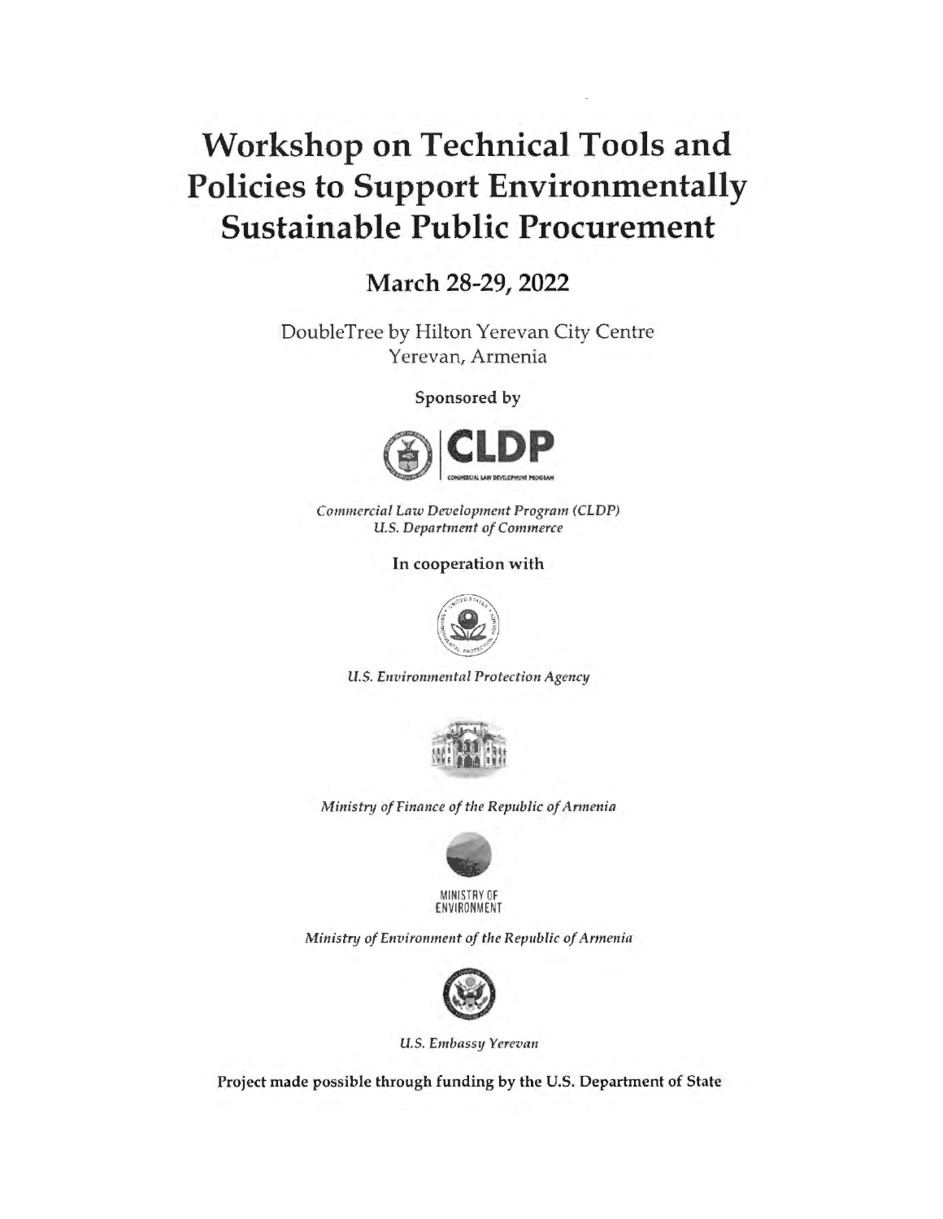# Workshop on Technical Tools and Policies to Support Environmentally Sustainable Public Procurement

## March 28-29, 2022

DoubleTree by Hilton Yerevan City Centre
Yerevan, Armenia

**Sponsored by**

CLDP
COMMERCIAL LAW DEVELOPMENT PROGRAM

*Commercial Law Development Program (CLDP)*
*U.S. Department of Commerce*

**In cooperation with**

*U.S. Environmental Protection Agency*

*Ministry of Finance of the Republic of Armenia*

MINISTRY OF
ENVIRONMENT

*Ministry of Environment of the Republic of Armenia*

*U.S. Embassy Yerevan*

**Project made possible through funding by the U.S. Department of State**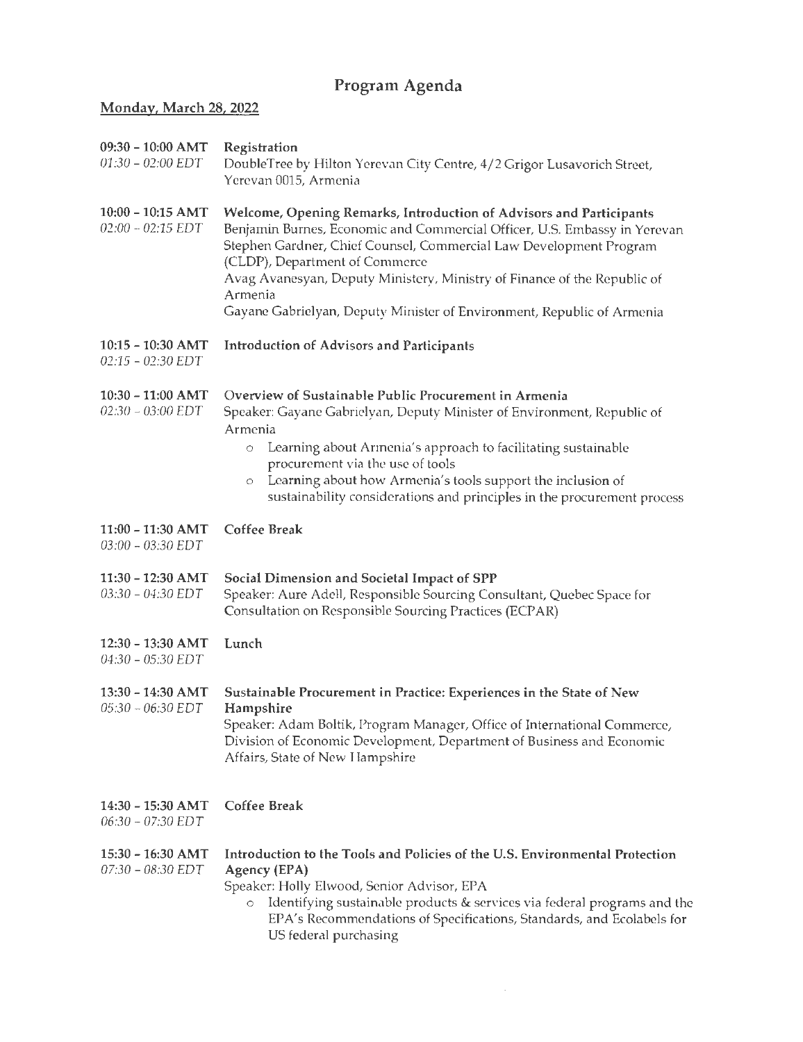# Program Agenda

## Monday, March 28, 2022

**09:30 – 10:00 AMT**
*01:30 – 02:00 EDT*

**Registration**
DoubleTree by Hilton Yerevan City Centre, 4/2 Grigor Lusavorich Street, Yerevan 0015, Armenia

**10:00 – 10:15 AMT**
*02:00 – 02:15 EDT*

**Welcome, Opening Remarks, Introduction of Advisors and Participants**
Benjamin Burnes, Economic and Commercial Officer, U.S. Embassy in Yerevan
Stephen Gardner, Chief Counsel, Commercial Law Development Program (CLDP), Department of Commerce
Avag Avanesyan, Deputy Ministery, Ministry of Finance of the Republic of Armenia
Gayane Gabrielyan, Deputy Minister of Environment, Republic of Armenia

**10:15 – 10:30 AMT**
*02:15 – 02:30 EDT*

**Introduction of Advisors and Participants**

**10:30 – 11:00 AMT**
*02:30 – 03:00 EDT*

**Overview of Sustainable Public Procurement in Armenia**
Speaker: Gayane Gabrielyan, Deputy Minister of Environment, Republic of Armenia

- Learning about Armenia's approach to facilitating sustainable procurement via the use of tools
- Learning about how Armenia's tools support the inclusion of sustainability considerations and principles in the procurement process

**11:00 – 11:30 AMT**
*03:00 – 03:30 EDT*

**Coffee Break**

**11:30 – 12:30 AMT**
*03:30 – 04:30 EDT*

**Social Dimension and Societal Impact of SPP**
Speaker: Aure Adell, Responsible Sourcing Consultant, Quebec Space for Consultation on Responsible Sourcing Practices (ECPAR)

**12:30 – 13:30 AMT**
*04:30 – 05:30 EDT*

**Lunch**

**13:30 – 14:30 AMT**
*05:30 – 06:30 EDT*

**Sustainable Procurement in Practice: Experiences in the State of New Hampshire**
Speaker: Adam Boltik, Program Manager, Office of International Commerce, Division of Economic Development, Department of Business and Economic Affairs, State of New Hampshire

**14:30 – 15:30 AMT**
*06:30 – 07:30 EDT*

**Coffee Break**

**15:30 – 16:30 AMT**
*07:30 – 08:30 EDT*

**Introduction to the Tools and Policies of the U.S. Environmental Protection Agency (EPA)**
Speaker: Holly Elwood, Senior Advisor, EPA

- Identifying sustainable products & services via federal programs and the EPA's Recommendations of Specifications, Standards, and Ecolabels for US federal purchasing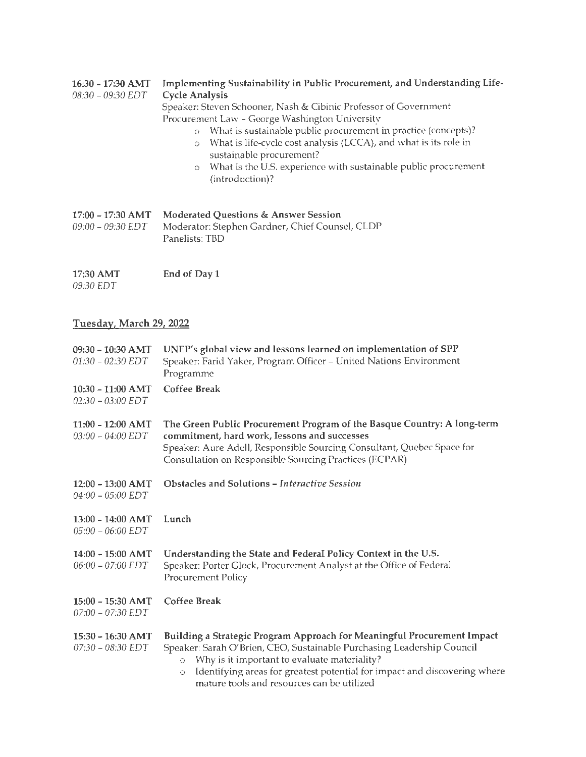**16:30 - 17:30 AMT**
*08:30 – 09:30 EDT*

**Implementing Sustainability in Public Procurement, and Understanding Life-Cycle Analysis**
Speaker: Steven Schooner, Nash & Cibinic Professor of Government Procurement Law – George Washington University

- What is sustainable public procurement in practice (concepts)?
- What is life-cycle cost analysis (LCCA), and what is its role in sustainable procurement?
- What is the U.S. experience with sustainable public procurement (introduction)?

**17:00 – 17:30 AMT**
*09:00 – 09:30 EDT*

**Moderated Questions & Answer Session**
Moderator: Stephen Gardner, Chief Counsel, CLDP
Panelists: TBD

**17:30 AMT**
*09:30 EDT*

**End of Day 1**

## Tuesday, March 29, 2022

**09:30 – 10:30 AMT**
*01:30 – 02:30 EDT*

**UNEP's global view and lessons learned on implementation of SPP**
Speaker: Farid Yaker, Program Officer – United Nations Environment Programme

**10:30 – 11:00 AMT**
*02:30 – 03:00 EDT*

**Coffee Break**

**11:00 – 12:00 AMT**
*03:00 – 04:00 EDT*

**The Green Public Procurement Program of the Basque Country: A long-term commitment, hard work, lessons and successes**
Speaker: Aure Adell, Responsible Sourcing Consultant, Quebec Space for Consultation on Responsible Sourcing Practices (ECPAR)

**12:00 – 13:00 AMT**
*04:00 – 05:00 EDT*

**Obstacles and Solutions – *Interactive Session***

**13:00 – 14:00 AMT**
*05:00 – 06:00 EDT*

Lunch

**14:00 – 15:00 AMT**
*06:00 – 07:00 EDT*

**Understanding the State and Federal Policy Context in the U.S.**
Speaker: Porter Glock, Procurement Analyst at the Office of Federal Procurement Policy

**15:00 – 15:30 AMT**
*07:00 – 07:30 EDT*

**Coffee Break**

**15:30 – 16:30 AMT**
*07:30 – 08:30 EDT*

**Building a Strategic Program Approach for Meaningful Procurement Impact**
Speaker: Sarah O'Brien, CEO, Sustainable Purchasing Leadership Council

- Why is it important to evaluate materiality?
- Identifying areas for greatest potential for impact and discovering where mature tools and resources can be utilized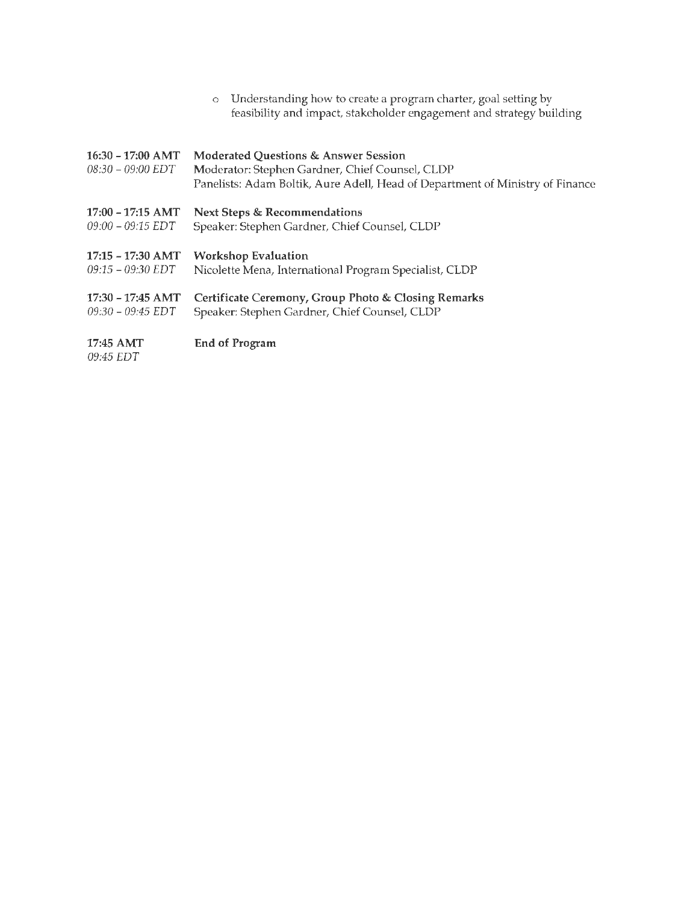- Understanding how to create a program charter, goal setting by feasibility and impact, stakeholder engagement and strategy building

**16:30 – 17:00 AMT** **Moderated Questions & Answer Session**
*08:30 – 09:00 EDT* Moderator: Stephen Gardner, Chief Counsel, CLDP
Panelists: Adam Boltik, Aure Adell, Head of Department of Ministry of Finance

**17:00 – 17:15 AMT** **Next Steps & Recommendations**
*09:00 – 09:15 EDT* Speaker: Stephen Gardner, Chief Counsel, CLDP

**17:15 – 17:30 AMT** **Workshop Evaluation**
*09:15 – 09:30 EDT* Nicolette Mena, International Program Specialist, CLDP

**17:30 – 17:45 AMT** **Certificate Ceremony, Group Photo & Closing Remarks**
*09:30 – 09:45 EDT* Speaker: Stephen Gardner, Chief Counsel, CLDP

**17:45 AMT** **End of Program**
*09:45 EDT*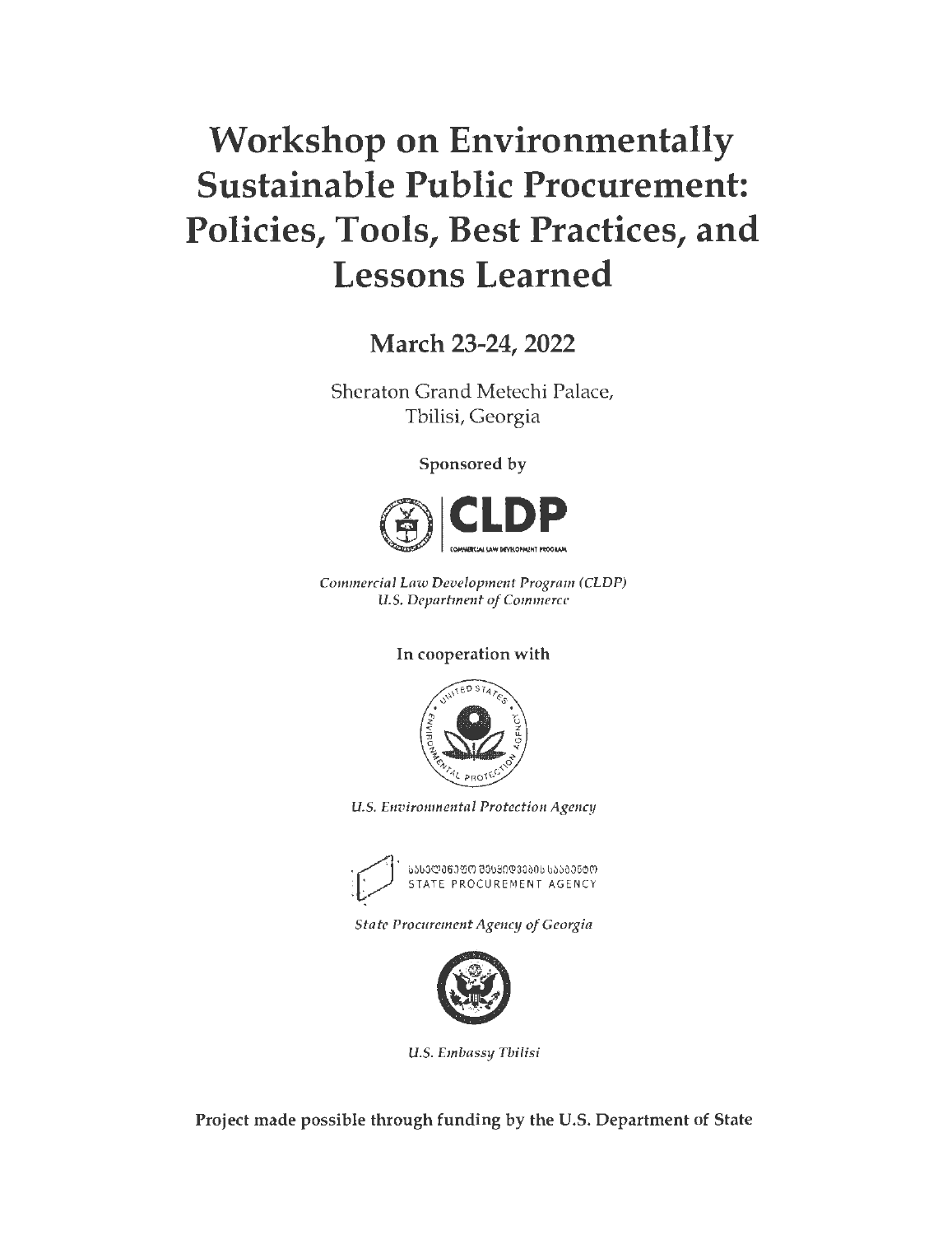# Workshop on Environmentally Sustainable Public Procurement: Policies, Tools, Best Practices, and Lessons Learned

## March 23-24, 2022

Sheraton Grand Metechi Palace,
Tbilisi, Georgia

**Sponsored by**

CLDP
COMMERCIAL LAW DEVELOPMENT PROGRAM

*Commercial Law Development Program (CLDP)*
*U.S. Department of Commerce*

**In cooperation with**

*U.S. Environmental Protection Agency*

სახელმწიფო შესყიდვების სააგენტო
STATE PROCUREMENT AGENCY

*State Procurement Agency of Georgia*

*U.S. Embassy Tbilisi*

**Project made possible through funding by the U.S. Department of State**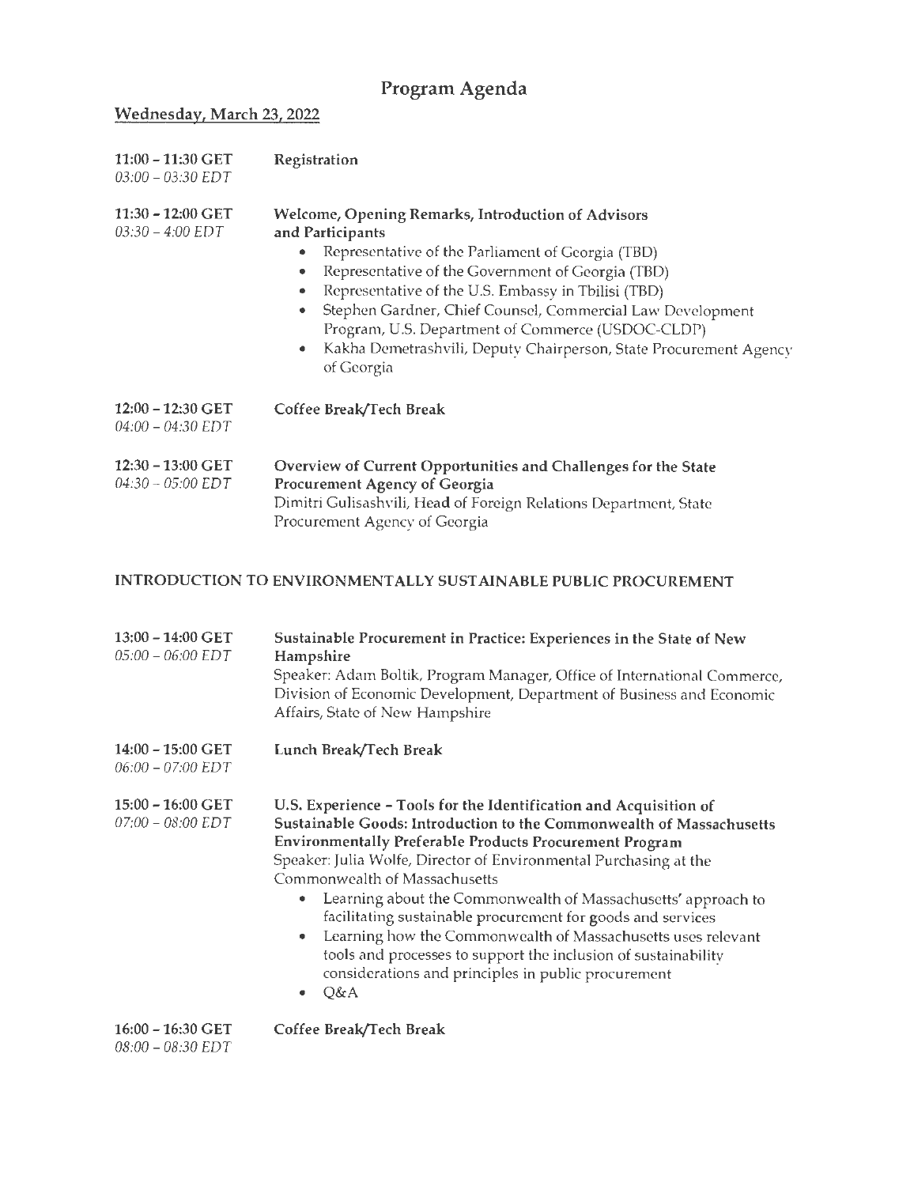# Program Agenda

## Wednesday, March 23, 2022

**11:00 – 11:30 GET**
*03:00 – 03:30 EDT*

**Registration**

**11:30 – 12:00 GET**
*03:30 – 4:00 EDT*

**Welcome, Opening Remarks, Introduction of Advisors and Participants**

- Representative of the Parliament of Georgia (TBD)
- Representative of the Government of Georgia (TBD)
- Representative of the U.S. Embassy in Tbilisi (TBD)
- Stephen Gardner, Chief Counsel, Commercial Law Development Program, U.S. Department of Commerce (USDOC-CLDP)
- Kakha Demetrashvili, Deputy Chairperson, State Procurement Agency of Georgia

**12:00 – 12:30 GET**
*04:00 – 04:30 EDT*

**Coffee Break/Tech Break**

**12:30 – 13:00 GET**
*04:30 – 05:00 EDT*

**Overview of Current Opportunities and Challenges for the State Procurement Agency of Georgia**
Dimitri Gulisashvili, Head of Foreign Relations Department, State Procurement Agency of Georgia

## INTRODUCTION TO ENVIRONMENTALLY SUSTAINABLE PUBLIC PROCUREMENT

**13:00 – 14:00 GET**
*05:00 – 06:00 EDT*

**Sustainable Procurement in Practice: Experiences in the State of New Hampshire**
Speaker: Adam Boltik, Program Manager, Office of International Commerce, Division of Economic Development, Department of Business and Economic Affairs, State of New Hampshire

**14:00 – 15:00 GET**
*06:00 – 07:00 EDT*

**Lunch Break/Tech Break**

**15:00 – 16:00 GET**
*07:00 – 08:00 EDT*

**U.S. Experience – Tools for the Identification and Acquisition of Sustainable Goods: Introduction to the Commonwealth of Massachusetts Environmentally Preferable Products Procurement Program**
Speaker: Julia Wolfe, Director of Environmental Purchasing at the Commonwealth of Massachusetts

- Learning about the Commonwealth of Massachusetts' approach to facilitating sustainable procurement for goods and services
- Learning how the Commonwealth of Massachusetts uses relevant tools and processes to support the inclusion of sustainability considerations and principles in public procurement
- Q&A

**16:00 – 16:30 GET**
*08:00 – 08:30 EDT*

**Coffee Break/Tech Break**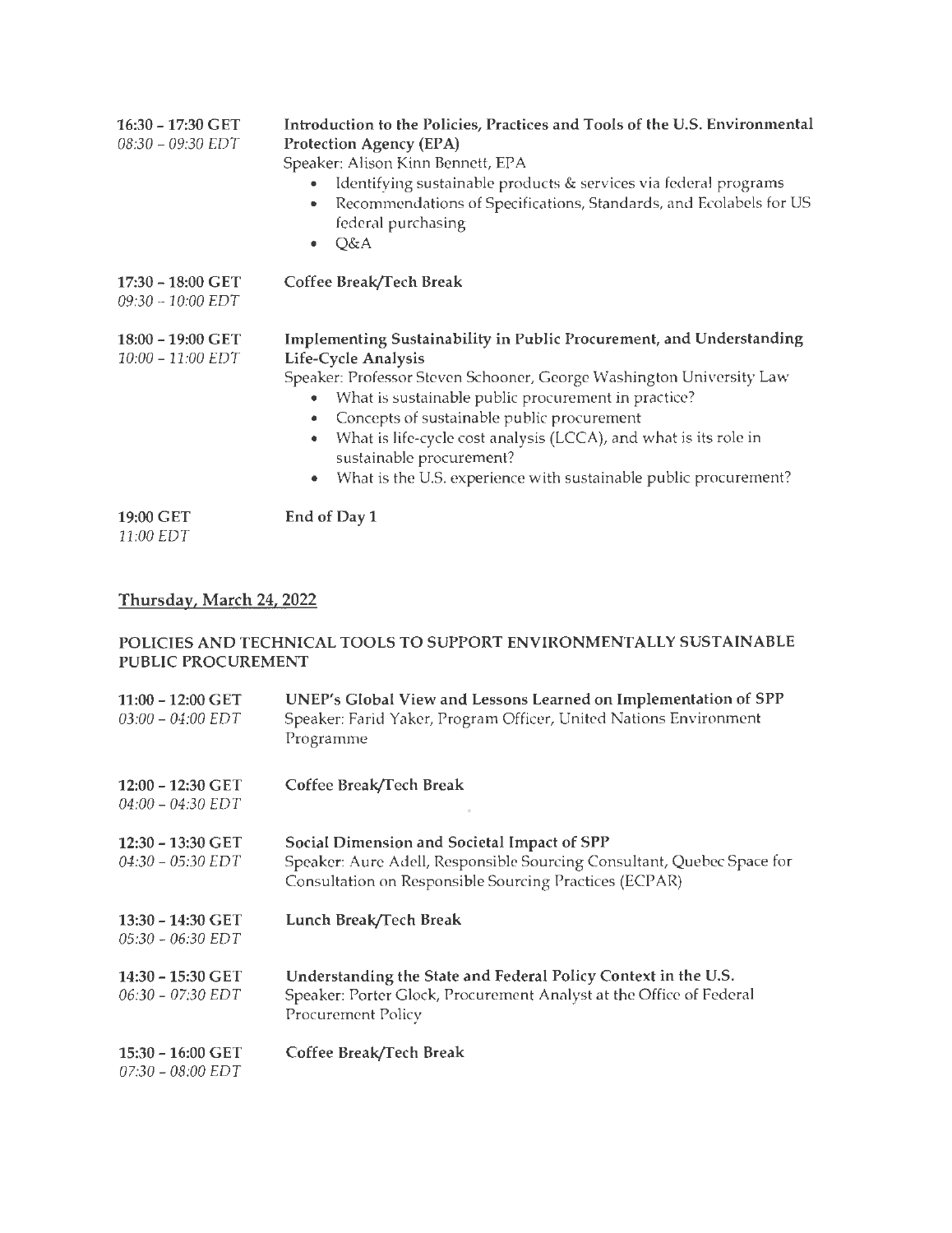| | |
|---|---|
| **16:30 – 17:30 GET**<br>*08:30 – 09:30 EDT* | **Introduction to the Policies, Practices and Tools of the U.S. Environmental Protection Agency (EPA)**<br>Speaker: Alison Kinn Bennett, EPA<br>• Identifying sustainable products & services via federal programs<br>• Recommendations of Specifications, Standards, and Ecolabels for US federal purchasing<br>• Q&A |
| **17:30 – 18:00 GET**<br>*09:30 – 10:00 EDT* | **Coffee Break/Tech Break** |
| **18:00 – 19:00 GET**<br>*10:00 – 11:00 EDT* | **Implementing Sustainability in Public Procurement, and Understanding Life-Cycle Analysis**<br>Speaker: Professor Steven Schooner, George Washington University Law<br>• What is sustainable public procurement in practice?<br>• Concepts of sustainable public procurement<br>• What is life-cycle cost analysis (LCCA), and what is its role in sustainable procurement?<br>• What is the U.S. experience with sustainable public procurement? |
| **19:00 GET**<br>*11:00 EDT* | **End of Day 1** |

## Thursday, March 24, 2022

### POLICIES AND TECHNICAL TOOLS TO SUPPORT ENVIRONMENTALLY SUSTAINABLE PUBLIC PROCUREMENT

| | |
|---|---|
| **11:00 – 12:00 GET**<br>*03:00 – 04:00 EDT* | **UNEP's Global View and Lessons Learned on Implementation of SPP**<br>Speaker: Farid Yaker, Program Officer, United Nations Environment Programme |
| **12:00 – 12:30 GET**<br>*04:00 – 04:30 EDT* | **Coffee Break/Tech Break** |
| **12:30 – 13:30 GET**<br>*04:30 – 05:30 EDT* | **Social Dimension and Societal Impact of SPP**<br>Speaker: Aure Adell, Responsible Sourcing Consultant, Quebec Space for Consultation on Responsible Sourcing Practices (ECPAR) |
| **13:30 – 14:30 GET**<br>*05:30 – 06:30 EDT* | **Lunch Break/Tech Break** |
| **14:30 – 15:30 GET**<br>*06:30 – 07:30 EDT* | **Understanding the State and Federal Policy Context in the U.S.**<br>Speaker: Porter Glock, Procurement Analyst at the Office of Federal Procurement Policy |
| **15:30 – 16:00 GET**<br>*07:30 – 08:00 EDT* | **Coffee Break/Tech Break** |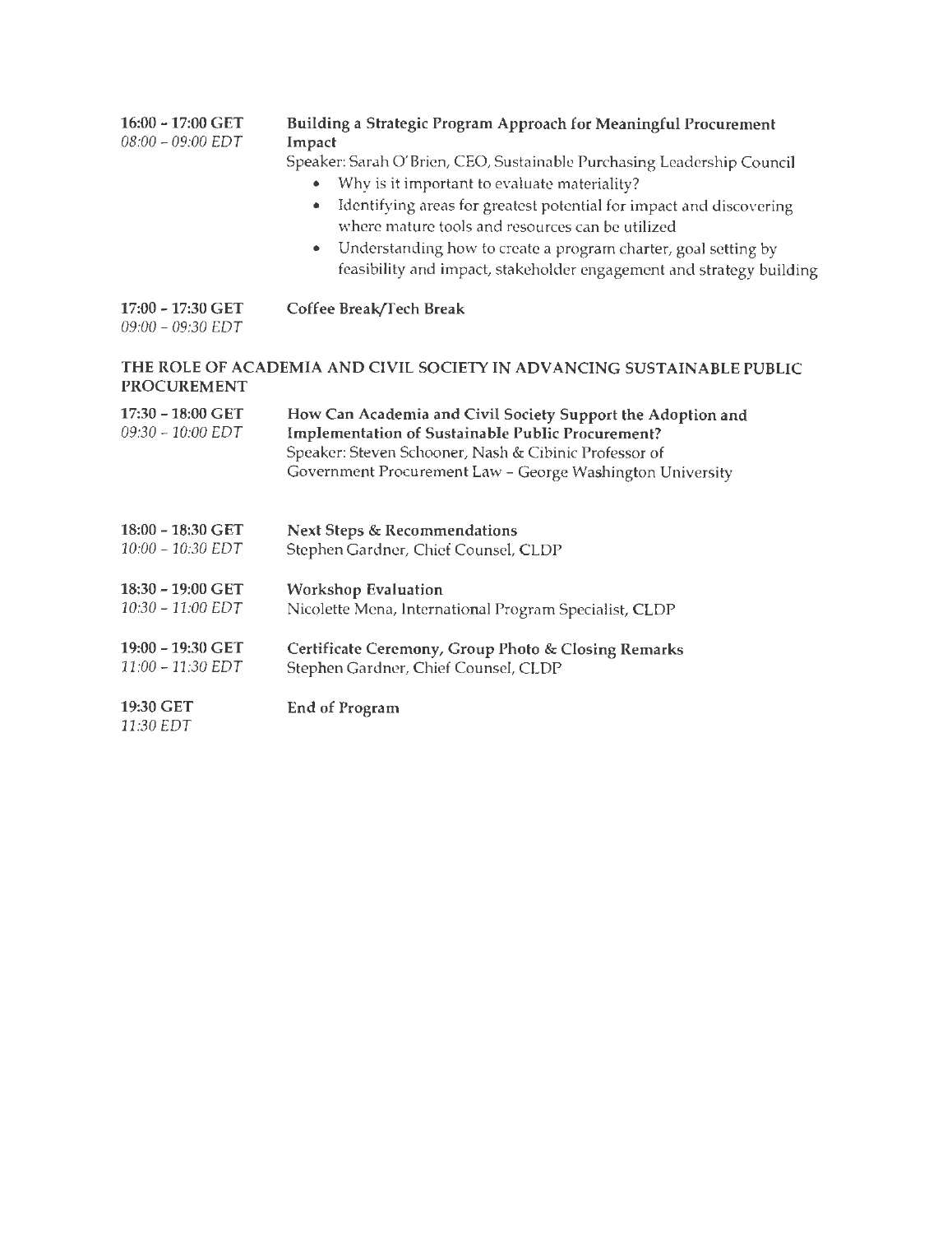**16:00 – 17:00 GET**
*08:00 – 09:00 EDT*

**Building a Strategic Program Approach for Meaningful Procurement Impact**
Speaker: Sarah O'Brien, CEO, Sustainable Purchasing Leadership Council

- Why is it important to evaluate materiality?
- Identifying areas for greatest potential for impact and discovering where mature tools and resources can be utilized
- Understanding how to create a program charter, goal setting by feasibility and impact, stakeholder engagement and strategy building

**17:00 – 17:30 GET**
*09:00 – 09:30 EDT*

**Coffee Break/Tech Break**

## THE ROLE OF ACADEMIA AND CIVIL SOCIETY IN ADVANCING SUSTAINABLE PUBLIC PROCUREMENT

**17:30 – 18:00 GET**
*09:30 – 10:00 EDT*

**How Can Academia and Civil Society Support the Adoption and Implementation of Sustainable Public Procurement?**
Speaker: Steven Schooner, Nash & Cibinic Professor of Government Procurement Law – George Washington University

**18:00 – 18:30 GET**
*10:00 – 10:30 EDT*

**Next Steps & Recommendations**
Stephen Gardner, Chief Counsel, CLDP

**18:30 – 19:00 GET**
*10:30 – 11:00 EDT*

**Workshop Evaluation**
Nicolette Mena, International Program Specialist, CLDP

**19:00 – 19:30 GET**
*11:00 – 11:30 EDT*

**Certificate Ceremony, Group Photo & Closing Remarks**
Stephen Gardner, Chief Counsel, CLDP

**19:30 GET**
*11:30 EDT*

**End of Program**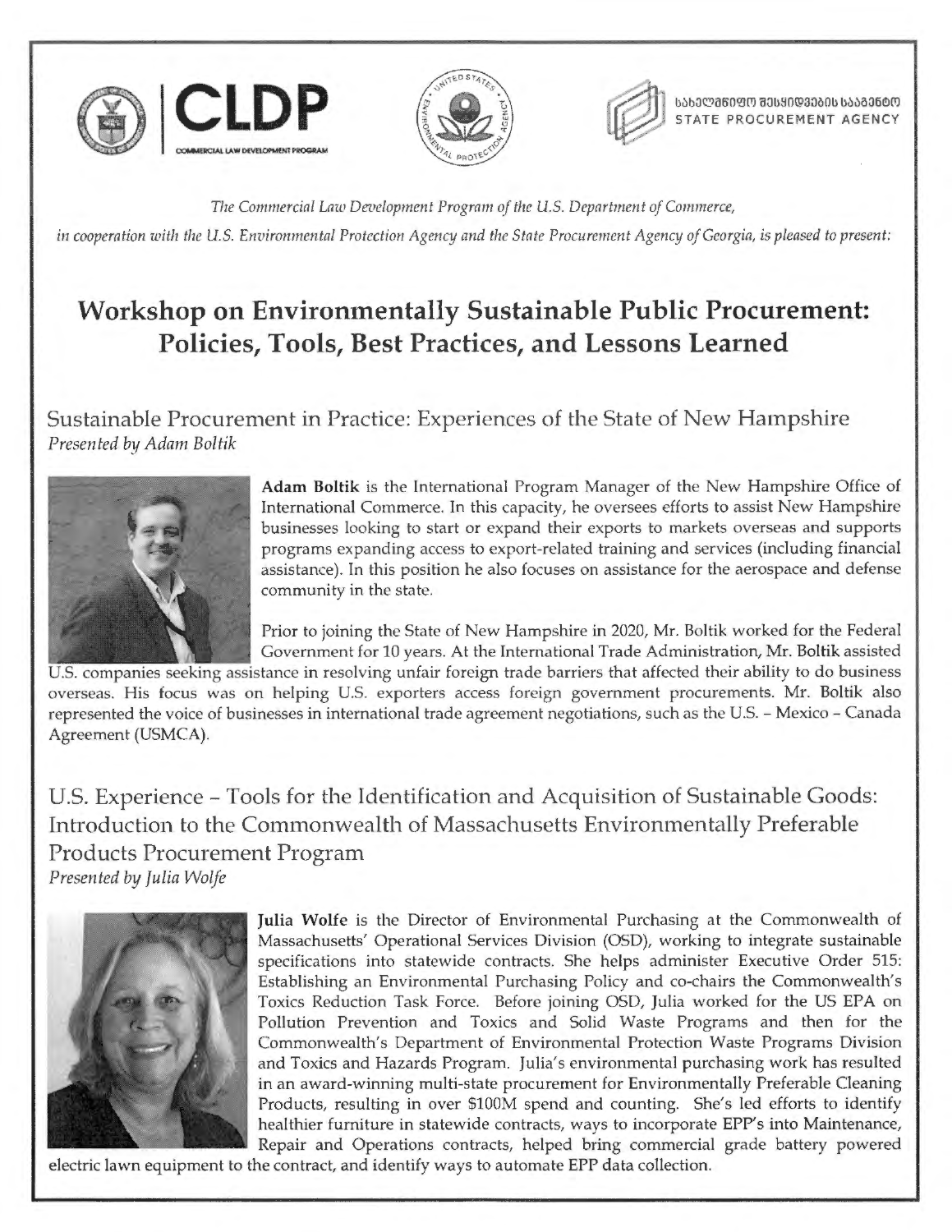CLDP
COMMERCIAL LAW DEVELOPMENT PROGRAM

სახელმწიფო შესყიდვების სააგენტო
STATE PROCUREMENT AGENCY

*The Commercial Law Development Program of the U.S. Department of Commerce,*

*in cooperation with the U.S. Environmental Protection Agency and the State Procurement Agency of Georgia, is pleased to present:*

# Workshop on Environmentally Sustainable Public Procurement: Policies, Tools, Best Practices, and Lessons Learned

## Sustainable Procurement in Practice: Experiences of the State of New Hampshire

*Presented by Adam Boltik*

**Adam Boltik** is the International Program Manager of the New Hampshire Office of International Commerce. In this capacity, he oversees efforts to assist New Hampshire businesses looking to start or expand their exports to markets overseas and supports programs expanding access to export-related training and services (including financial assistance). In this position he also focuses on assistance for the aerospace and defense community in the state.

Prior to joining the State of New Hampshire in 2020, Mr. Boltik worked for the Federal Government for 10 years. At the International Trade Administration, Mr. Boltik assisted U.S. companies seeking assistance in resolving unfair foreign trade barriers that affected their ability to do business overseas. His focus was on helping U.S. exporters access foreign government procurements. Mr. Boltik also represented the voice of businesses in international trade agreement negotiations, such as the U.S. – Mexico – Canada Agreement (USMCA).

## U.S. Experience – Tools for the Identification and Acquisition of Sustainable Goods: Introduction to the Commonwealth of Massachusetts Environmentally Preferable Products Procurement Program

*Presented by Julia Wolfe*

**Julia Wolfe** is the Director of Environmental Purchasing at the Commonwealth of Massachusetts' Operational Services Division (OSD), working to integrate sustainable specifications into statewide contracts. She helps administer Executive Order 515: Establishing an Environmental Purchasing Policy and co-chairs the Commonwealth's Toxics Reduction Task Force. Before joining OSD, Julia worked for the US EPA on Pollution Prevention and Toxics and Solid Waste Programs and then for the Commonwealth's Department of Environmental Protection Waste Programs Division and Toxics and Hazards Program. Julia's environmental purchasing work has resulted in an award-winning multi-state procurement for Environmentally Preferable Cleaning Products, resulting in over $100M spend and counting. She's led efforts to identify healthier furniture in statewide contracts, ways to incorporate EPP's into Maintenance, Repair and Operations contracts, helped bring commercial grade battery powered electric lawn equipment to the contract, and identify ways to automate EPP data collection.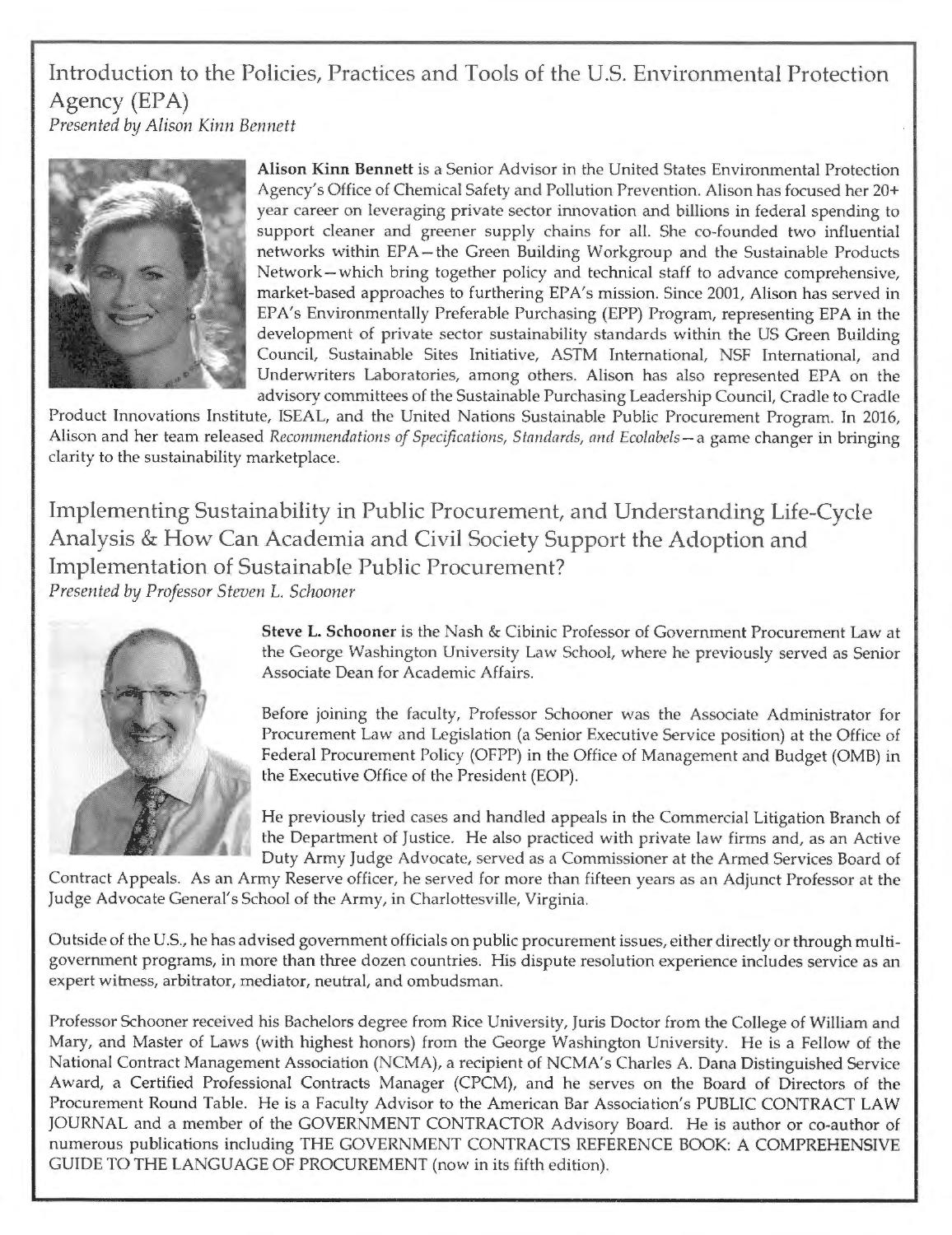## Introduction to the Policies, Practices and Tools of the U.S. Environmental Protection Agency (EPA)

*Presented by Alison Kinn Bennett*

**Alison Kinn Bennett** is a Senior Advisor in the United States Environmental Protection Agency's Office of Chemical Safety and Pollution Prevention. Alison has focused her 20+ year career on leveraging private sector innovation and billions in federal spending to support cleaner and greener supply chains for all. She co-founded two influential networks within EPA—the Green Building Workgroup and the Sustainable Products Network—which bring together policy and technical staff to advance comprehensive, market-based approaches to furthering EPA's mission. Since 2001, Alison has served in EPA's Environmentally Preferable Purchasing (EPP) Program, representing EPA in the development of private sector sustainability standards within the US Green Building Council, Sustainable Sites Initiative, ASTM International, NSF International, and Underwriters Laboratories, among others. Alison has also represented EPA on the advisory committees of the Sustainable Purchasing Leadership Council, Cradle to Cradle Product Innovations Institute, ISEAL, and the United Nations Sustainable Public Procurement Program. In 2016, Alison and her team released *Recommendations of Specifications, Standards, and Ecolabels*—a game changer in bringing clarity to the sustainability marketplace.

## Implementing Sustainability in Public Procurement, and Understanding Life-Cycle Analysis & How Can Academia and Civil Society Support the Adoption and Implementation of Sustainable Public Procurement?

*Presented by Professor Steven L. Schooner*

**Steve L. Schooner** is the Nash & Cibinic Professor of Government Procurement Law at the George Washington University Law School, where he previously served as Senior Associate Dean for Academic Affairs.

Before joining the faculty, Professor Schooner was the Associate Administrator for Procurement Law and Legislation (a Senior Executive Service position) at the Office of Federal Procurement Policy (OFPP) in the Office of Management and Budget (OMB) in the Executive Office of the President (EOP).

He previously tried cases and handled appeals in the Commercial Litigation Branch of the Department of Justice. He also practiced with private law firms and, as an Active Duty Army Judge Advocate, served as a Commissioner at the Armed Services Board of Contract Appeals. As an Army Reserve officer, he served for more than fifteen years as an Adjunct Professor at the Judge Advocate General's School of the Army, in Charlottesville, Virginia.

Outside of the U.S., he has advised government officials on public procurement issues, either directly or through multi-government programs, in more than three dozen countries. His dispute resolution experience includes service as an expert witness, arbitrator, mediator, neutral, and ombudsman.

Professor Schooner received his Bachelors degree from Rice University, Juris Doctor from the College of William and Mary, and Master of Laws (with highest honors) from the George Washington University. He is a Fellow of the National Contract Management Association (NCMA), a recipient of NCMA's Charles A. Dana Distinguished Service Award, a Certified Professional Contracts Manager (CPCM), and he serves on the Board of Directors of the Procurement Round Table. He is a Faculty Advisor to the American Bar Association's PUBLIC CONTRACT LAW JOURNAL and a member of the GOVERNMENT CONTRACTOR Advisory Board. He is author or co-author of numerous publications including THE GOVERNMENT CONTRACTS REFERENCE BOOK: A COMPREHENSIVE GUIDE TO THE LANGUAGE OF PROCUREMENT (now in its fifth edition).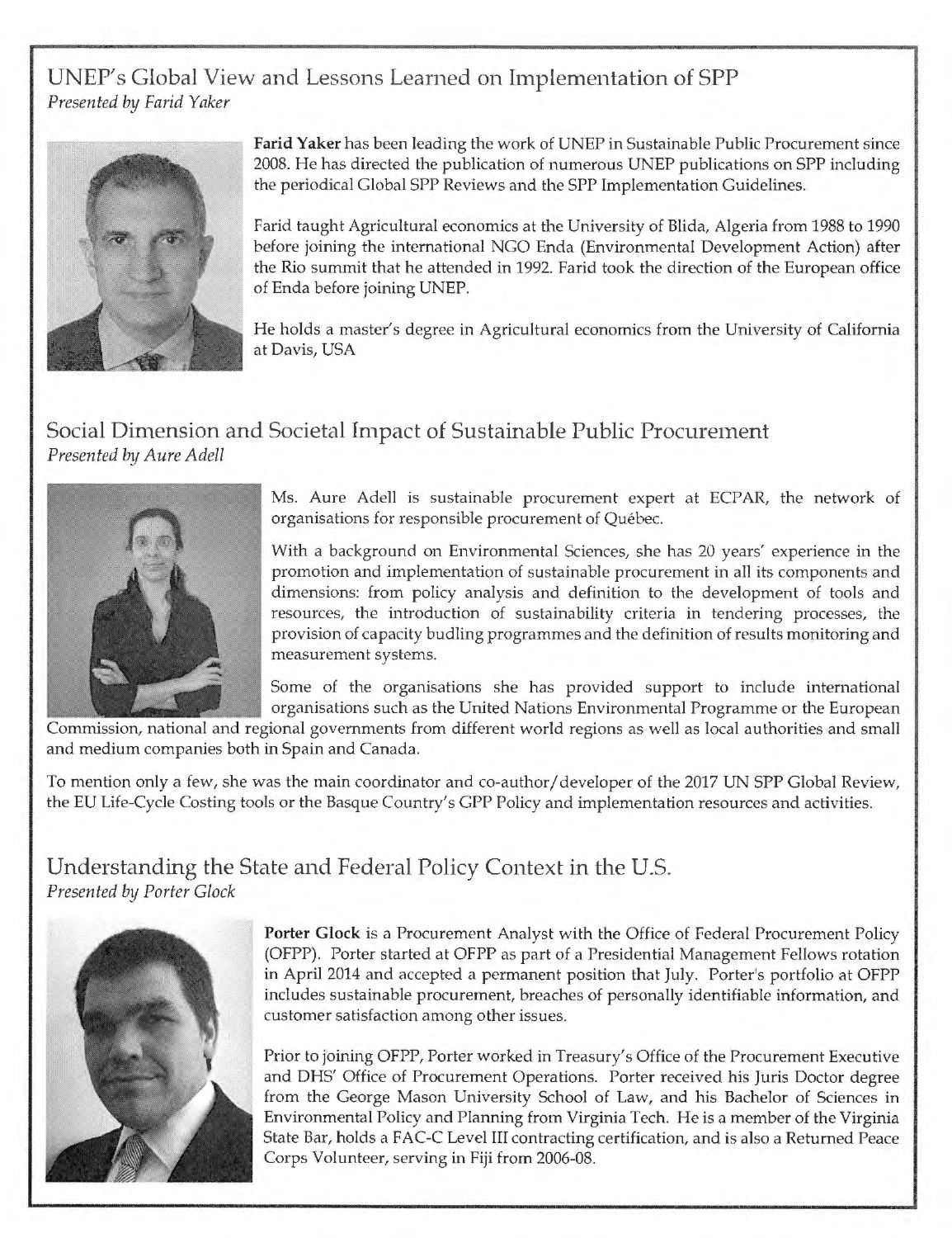## UNEP's Global View and Lessons Learned on Implementation of SPP

*Presented by Farid Yaker*

**Farid Yaker** has been leading the work of UNEP in Sustainable Public Procurement since 2008. He has directed the publication of numerous UNEP publications on SPP including the periodical Global SPP Reviews and the SPP Implementation Guidelines.

Farid taught Agricultural economics at the University of Blida, Algeria from 1988 to 1990 before joining the international NGO Enda (Environmental Development Action) after the Rio summit that he attended in 1992. Farid took the direction of the European office of Enda before joining UNEP.

He holds a master's degree in Agricultural economics from the University of California at Davis, USA

## Social Dimension and Societal Impact of Sustainable Public Procurement

*Presented by Aure Adell*

Ms. Aure Adell is sustainable procurement expert at ECPAR, the network of organisations for responsible procurement of Québec.

With a background on Environmental Sciences, she has 20 years' experience in the promotion and implementation of sustainable procurement in all its components and dimensions: from policy analysis and definition to the development of tools and resources, the introduction of sustainability criteria in tendering processes, the provision of capacity budling programmes and the definition of results monitoring and measurement systems.

Some of the organisations she has provided support to include international organisations such as the United Nations Environmental Programme or the European Commission, national and regional governments from different world regions as well as local authorities and small and medium companies both in Spain and Canada.

To mention only a few, she was the main coordinator and co-author/developer of the 2017 UN SPP Global Review, the EU Life-Cycle Costing tools or the Basque Country's GPP Policy and implementation resources and activities.

## Understanding the State and Federal Policy Context in the U.S.

*Presented by Porter Glock*

**Porter Glock** is a Procurement Analyst with the Office of Federal Procurement Policy (OFPP). Porter started at OFPP as part of a Presidential Management Fellows rotation in April 2014 and accepted a permanent position that July. Porter's portfolio at OFPP includes sustainable procurement, breaches of personally identifiable information, and customer satisfaction among other issues.

Prior to joining OFPP, Porter worked in Treasury's Office of the Procurement Executive and DHS' Office of Procurement Operations. Porter received his Juris Doctor degree from the George Mason University School of Law, and his Bachelor of Sciences in Environmental Policy and Planning from Virginia Tech. He is a member of the Virginia State Bar, holds a FAC-C Level III contracting certification, and is also a Returned Peace Corps Volunteer, serving in Fiji from 2006-08.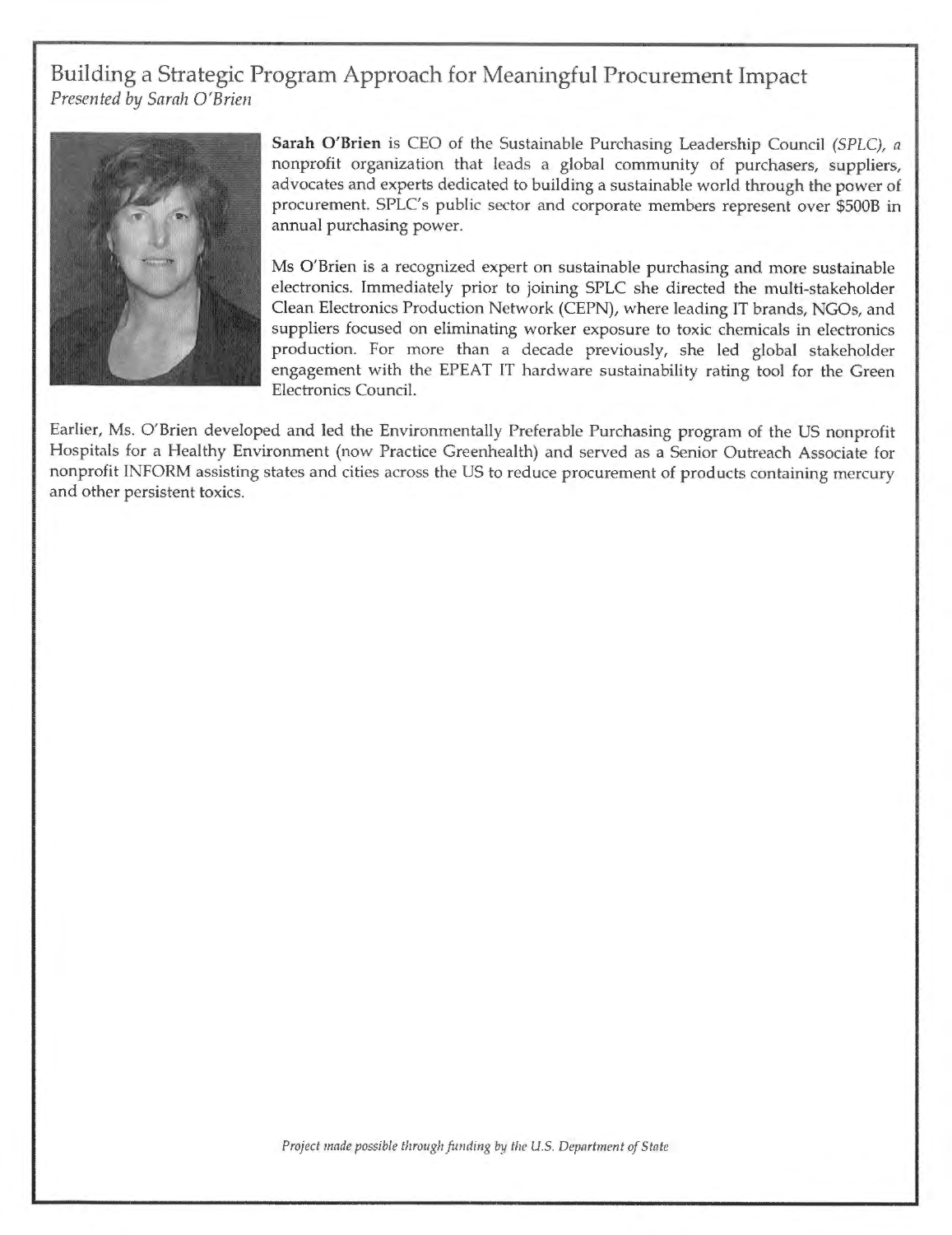## Building a Strategic Program Approach for Meaningful Procurement Impact

*Presented by Sarah O'Brien*

**Sarah O'Brien** is CEO of the Sustainable Purchasing Leadership Council *(SPLC), a* nonprofit organization that leads a global community of purchasers, suppliers, advocates and experts dedicated to building a sustainable world through the power of procurement. SPLC's public sector and corporate members represent over $500B in annual purchasing power.

Ms O'Brien is a recognized expert on sustainable purchasing and more sustainable electronics. Immediately prior to joining SPLC she directed the multi-stakeholder Clean Electronics Production Network (CEPN), where leading IT brands, NGOs, and suppliers focused on eliminating worker exposure to toxic chemicals in electronics production. For more than a decade previously, she led global stakeholder engagement with the EPEAT IT hardware sustainability rating tool for the Green Electronics Council.

Earlier, Ms. O'Brien developed and led the Environmentally Preferable Purchasing program of the US nonprofit Hospitals for a Healthy Environment (now Practice Greenhealth) and served as a Senior Outreach Associate for nonprofit INFORM assisting states and cities across the US to reduce procurement of products containing mercury and other persistent toxics.

*Project made possible through funding by the U.S. Department of State*